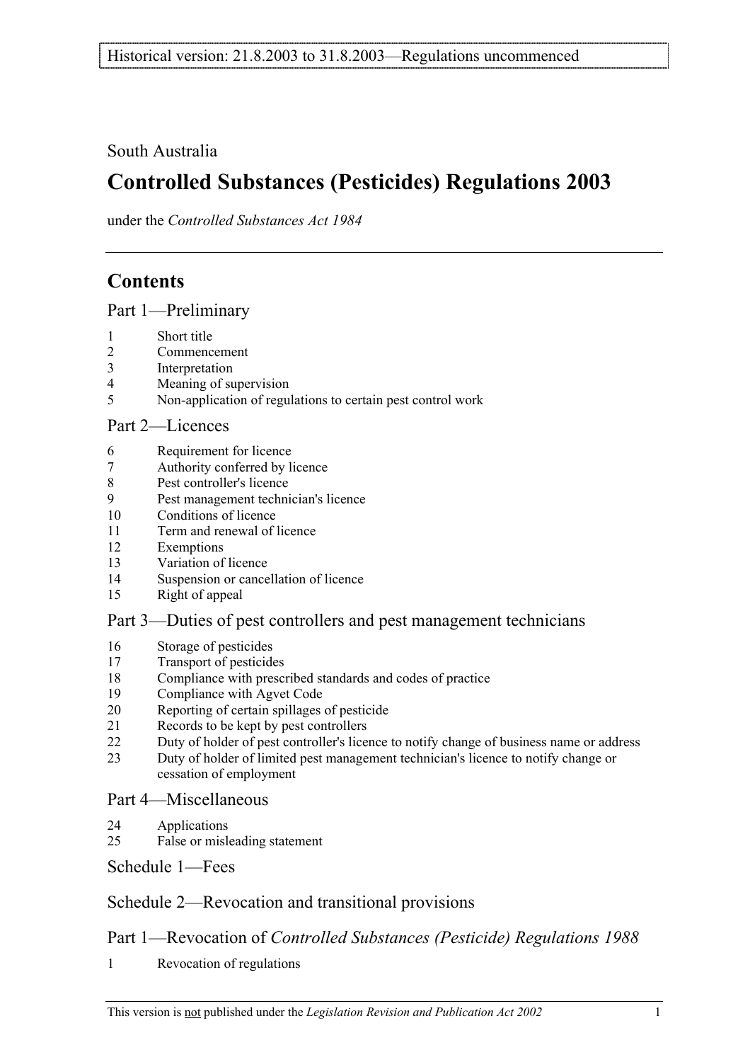Historical version: 21.8.2003 to 31.8.2003—Regulations uncommenced

South Australia

# Controlled Substances (Pesticides) Regulations 2003

under the *Controlled Substances Act 1984*

## Contents

### Part 1—Preliminary

1 Short title
2 Commencement
3 Interpretation
4 Meaning of supervision
5 Non-application of regulations to certain pest control work

### Part 2—Licences

6 Requirement for licence
7 Authority conferred by licence
8 Pest controller's licence
9 Pest management technician's licence
10 Conditions of licence
11 Term and renewal of licence
12 Exemptions
13 Variation of licence
14 Suspension or cancellation of licence
15 Right of appeal

### Part 3—Duties of pest controllers and pest management technicians

16 Storage of pesticides
17 Transport of pesticides
18 Compliance with prescribed standards and codes of practice
19 Compliance with Agvet Code
20 Reporting of certain spillages of pesticide
21 Records to be kept by pest controllers
22 Duty of holder of pest controller's licence to notify change of business name or address
23 Duty of holder of limited pest management technician's licence to notify change or cessation of employment

### Part 4—Miscellaneous

24 Applications
25 False or misleading statement

### Schedule 1—Fees

### Schedule 2—Revocation and transitional provisions

### Part 1—Revocation of *Controlled Substances (Pesticide) Regulations 1988*

1 Revocation of regulations

This version is not published under the *Legislation Revision and Publication Act 2002*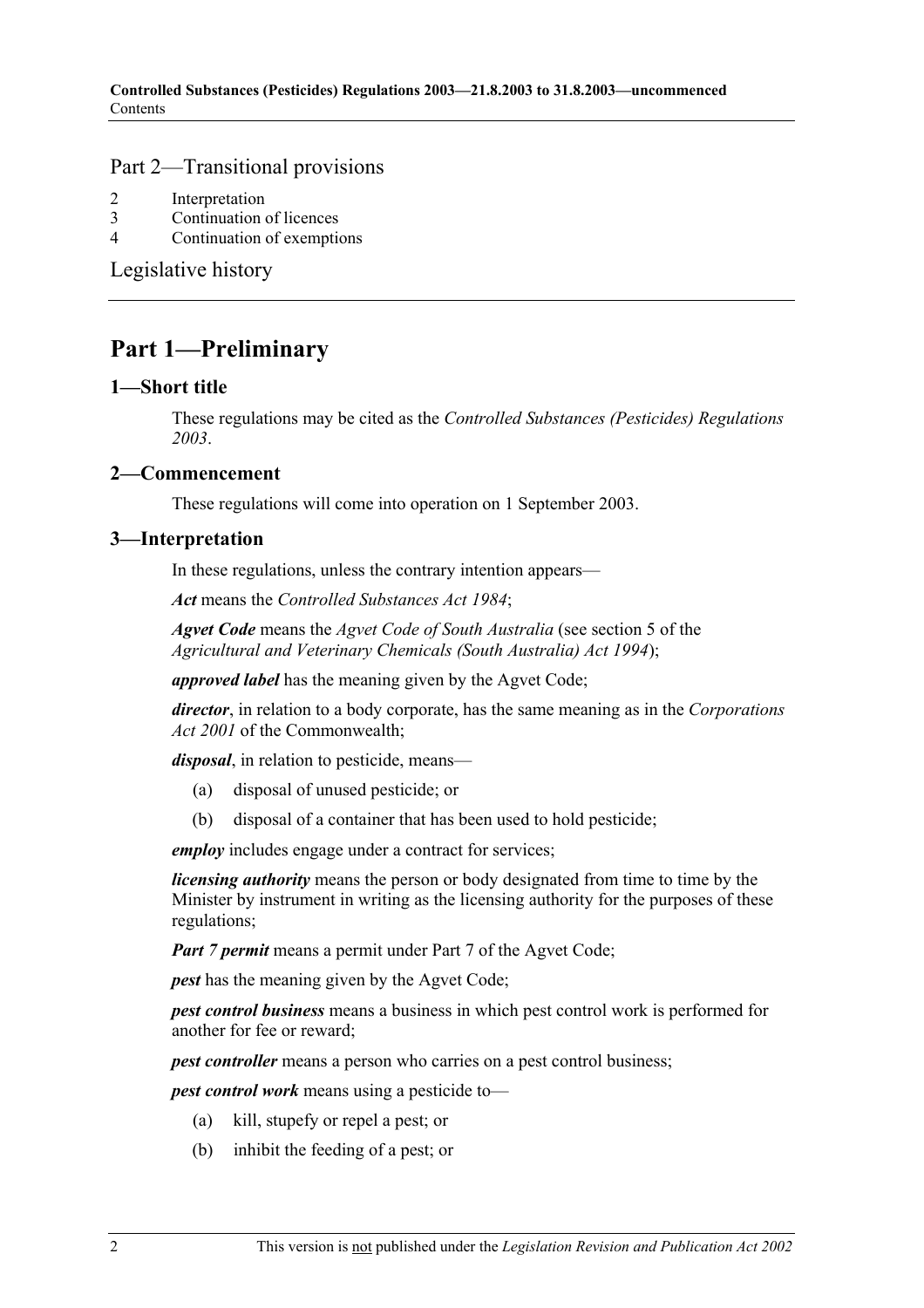## Part 2—Transitional provisions

2 Interpretation
3 Continuation of licences
4 Continuation of exemptions

## Legislative history

# Part 1—Preliminary

## 1—Short title

These regulations may be cited as the *Controlled Substances (Pesticides) Regulations 2003*.

## 2—Commencement

These regulations will come into operation on 1 September 2003.

## 3—Interpretation

In these regulations, unless the contrary intention appears—

***Act*** means the *Controlled Substances Act 1984*;

***Agvet Code*** means the *Agvet Code of South Australia* (see section 5 of the *Agricultural and Veterinary Chemicals (South Australia) Act 1994*);

***approved label*** has the meaning given by the Agvet Code;

***director***, in relation to a body corporate, has the same meaning as in the *Corporations Act 2001* of the Commonwealth;

***disposal***, in relation to pesticide, means—

(a) disposal of unused pesticide; or

(b) disposal of a container that has been used to hold pesticide;

***employ*** includes engage under a contract for services;

***licensing authority*** means the person or body designated from time to time by the Minister by instrument in writing as the licensing authority for the purposes of these regulations;

***Part 7 permit*** means a permit under Part 7 of the Agvet Code;

***pest*** has the meaning given by the Agvet Code;

***pest control business*** means a business in which pest control work is performed for another for fee or reward;

***pest controller*** means a person who carries on a pest control business;

***pest control work*** means using a pesticide to—

(a) kill, stupefy or repel a pest; or

(b) inhibit the feeding of a pest; or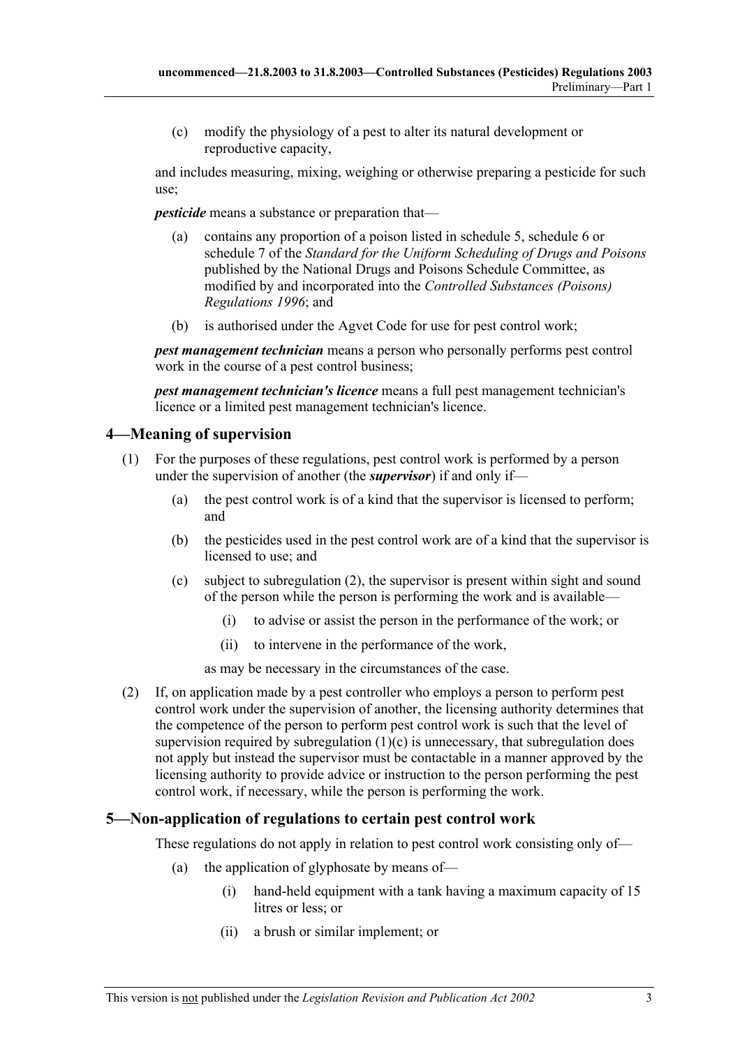(c) modify the physiology of a pest to alter its natural development or reproductive capacity,

and includes measuring, mixing, weighing or otherwise preparing a pesticide for such use;

***pesticide*** means a substance or preparation that—

(a) contains any proportion of a poison listed in schedule 5, schedule 6 or schedule 7 of the *Standard for the Uniform Scheduling of Drugs and Poisons* published by the National Drugs and Poisons Schedule Committee, as modified by and incorporated into the *Controlled Substances (Poisons) Regulations 1996*; and

(b) is authorised under the Agvet Code for use for pest control work;

***pest management technician*** means a person who personally performs pest control work in the course of a pest control business;

***pest management technician's licence*** means a full pest management technician's licence or a limited pest management technician's licence.

## 4—Meaning of supervision

(1) For the purposes of these regulations, pest control work is performed by a person under the supervision of another (the ***supervisor***) if and only if—

(a) the pest control work is of a kind that the supervisor is licensed to perform; and

(b) the pesticides used in the pest control work are of a kind that the supervisor is licensed to use; and

(c) subject to subregulation (2), the supervisor is present within sight and sound of the person while the person is performing the work and is available—

(i) to advise or assist the person in the performance of the work; or

(ii) to intervene in the performance of the work,

as may be necessary in the circumstances of the case.

(2) If, on application made by a pest controller who employs a person to perform pest control work under the supervision of another, the licensing authority determines that the competence of the person to perform pest control work is such that the level of supervision required by subregulation (1)(c) is unnecessary, that subregulation does not apply but instead the supervisor must be contactable in a manner approved by the licensing authority to provide advice or instruction to the person performing the pest control work, if necessary, while the person is performing the work.

## 5—Non-application of regulations to certain pest control work

These regulations do not apply in relation to pest control work consisting only of—

(a) the application of glyphosate by means of—

(i) hand-held equipment with a tank having a maximum capacity of 15 litres or less; or

(ii) a brush or similar implement; or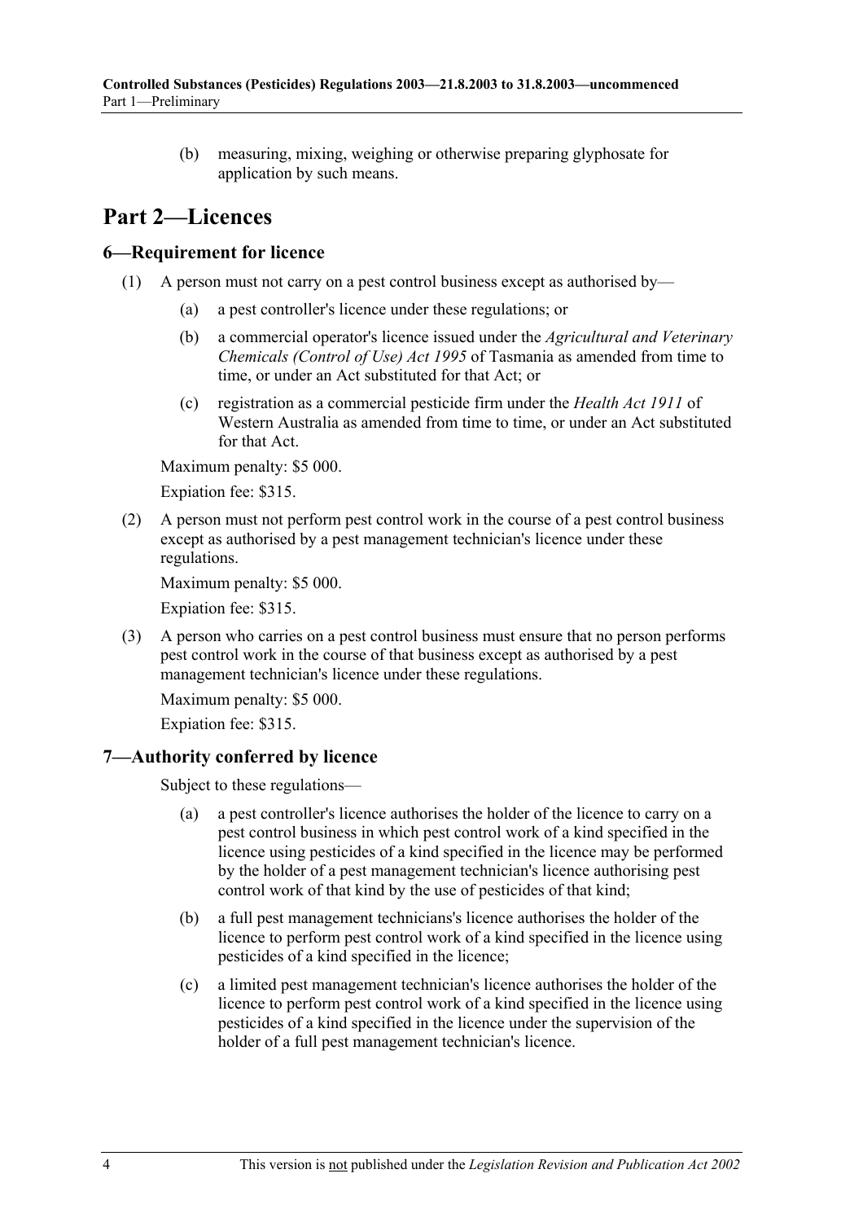(b) measuring, mixing, weighing or otherwise preparing glyphosate for application by such means.

# Part 2—Licences

## 6—Requirement for licence

(1) A person must not carry on a pest control business except as authorised by—

(a) a pest controller's licence under these regulations; or

(b) a commercial operator's licence issued under the *Agricultural and Veterinary Chemicals (Control of Use) Act 1995* of Tasmania as amended from time to time, or under an Act substituted for that Act; or

(c) registration as a commercial pesticide firm under the *Health Act 1911* of Western Australia as amended from time to time, or under an Act substituted for that Act.

Maximum penalty: $5 000.

Expiation fee: $315.

(2) A person must not perform pest control work in the course of a pest control business except as authorised by a pest management technician's licence under these regulations.

Maximum penalty: $5 000.

Expiation fee: $315.

(3) A person who carries on a pest control business must ensure that no person performs pest control work in the course of that business except as authorised by a pest management technician's licence under these regulations.

Maximum penalty: $5 000.

Expiation fee: $315.

## 7—Authority conferred by licence

Subject to these regulations—

(a) a pest controller's licence authorises the holder of the licence to carry on a pest control business in which pest control work of a kind specified in the licence using pesticides of a kind specified in the licence may be performed by the holder of a pest management technician's licence authorising pest control work of that kind by the use of pesticides of that kind;

(b) a full pest management technicians's licence authorises the holder of the licence to perform pest control work of a kind specified in the licence using pesticides of a kind specified in the licence;

(c) a limited pest management technician's licence authorises the holder of the licence to perform pest control work of a kind specified in the licence using pesticides of a kind specified in the licence under the supervision of the holder of a full pest management technician's licence.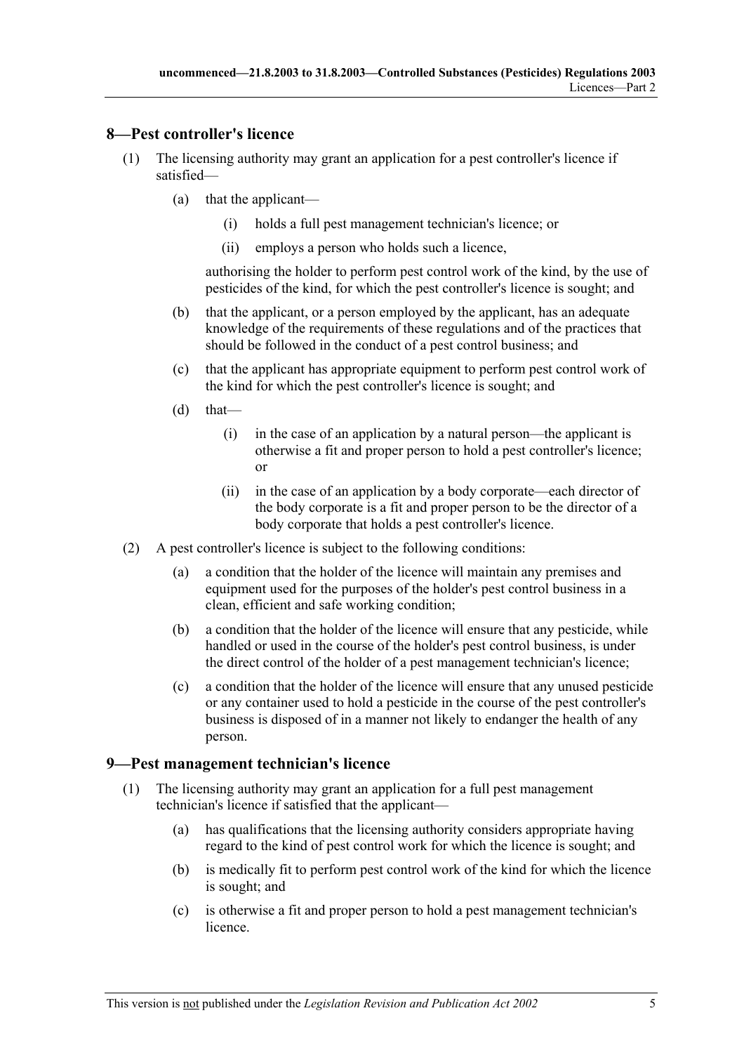## 8—Pest controller's licence

(1) The licensing authority may grant an application for a pest controller's licence if satisfied—

(a) that the applicant—

(i) holds a full pest management technician's licence; or

(ii) employs a person who holds such a licence,

authorising the holder to perform pest control work of the kind, by the use of pesticides of the kind, for which the pest controller's licence is sought; and

(b) that the applicant, or a person employed by the applicant, has an adequate knowledge of the requirements of these regulations and of the practices that should be followed in the conduct of a pest control business; and

(c) that the applicant has appropriate equipment to perform pest control work of the kind for which the pest controller's licence is sought; and

(d) that—

(i) in the case of an application by a natural person—the applicant is otherwise a fit and proper person to hold a pest controller's licence; or

(ii) in the case of an application by a body corporate—each director of the body corporate is a fit and proper person to be the director of a body corporate that holds a pest controller's licence.

(2) A pest controller's licence is subject to the following conditions:

(a) a condition that the holder of the licence will maintain any premises and equipment used for the purposes of the holder's pest control business in a clean, efficient and safe working condition;

(b) a condition that the holder of the licence will ensure that any pesticide, while handled or used in the course of the holder's pest control business, is under the direct control of the holder of a pest management technician's licence;

(c) a condition that the holder of the licence will ensure that any unused pesticide or any container used to hold a pesticide in the course of the pest controller's business is disposed of in a manner not likely to endanger the health of any person.

## 9—Pest management technician's licence

(1) The licensing authority may grant an application for a full pest management technician's licence if satisfied that the applicant—

(a) has qualifications that the licensing authority considers appropriate having regard to the kind of pest control work for which the licence is sought; and

(b) is medically fit to perform pest control work of the kind for which the licence is sought; and

(c) is otherwise a fit and proper person to hold a pest management technician's licence.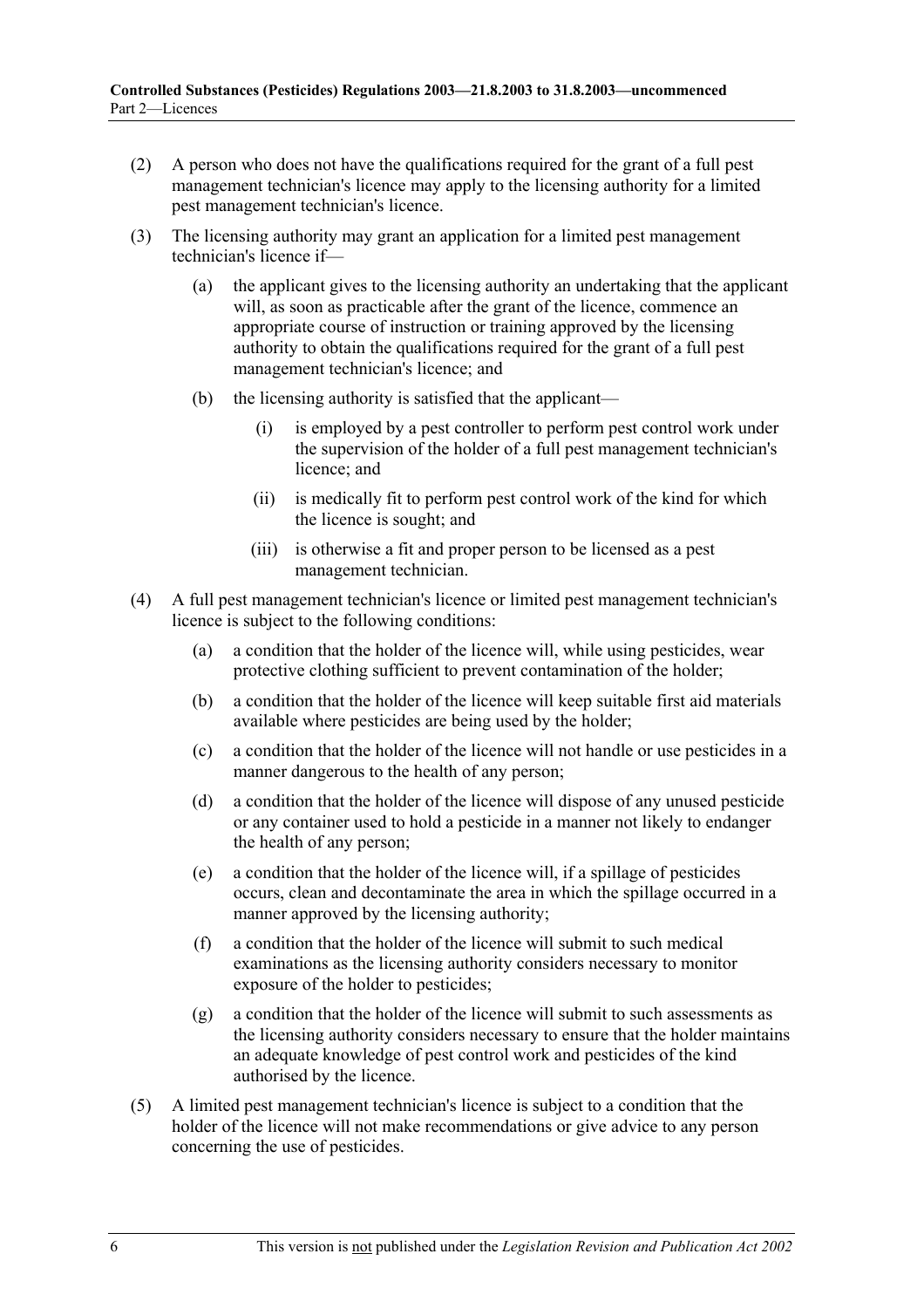(2) A person who does not have the qualifications required for the grant of a full pest management technician's licence may apply to the licensing authority for a limited pest management technician's licence.

(3) The licensing authority may grant an application for a limited pest management technician's licence if—

  (a) the applicant gives to the licensing authority an undertaking that the applicant will, as soon as practicable after the grant of the licence, commence an appropriate course of instruction or training approved by the licensing authority to obtain the qualifications required for the grant of a full pest management technician's licence; and

  (b) the licensing authority is satisfied that the applicant—

    (i) is employed by a pest controller to perform pest control work under the supervision of the holder of a full pest management technician's licence; and

    (ii) is medically fit to perform pest control work of the kind for which the licence is sought; and

    (iii) is otherwise a fit and proper person to be licensed as a pest management technician.

(4) A full pest management technician's licence or limited pest management technician's licence is subject to the following conditions:

  (a) a condition that the holder of the licence will, while using pesticides, wear protective clothing sufficient to prevent contamination of the holder;

  (b) a condition that the holder of the licence will keep suitable first aid materials available where pesticides are being used by the holder;

  (c) a condition that the holder of the licence will not handle or use pesticides in a manner dangerous to the health of any person;

  (d) a condition that the holder of the licence will dispose of any unused pesticide or any container used to hold a pesticide in a manner not likely to endanger the health of any person;

  (e) a condition that the holder of the licence will, if a spillage of pesticides occurs, clean and decontaminate the area in which the spillage occurred in a manner approved by the licensing authority;

  (f) a condition that the holder of the licence will submit to such medical examinations as the licensing authority considers necessary to monitor exposure of the holder to pesticides;

  (g) a condition that the holder of the licence will submit to such assessments as the licensing authority considers necessary to ensure that the holder maintains an adequate knowledge of pest control work and pesticides of the kind authorised by the licence.

(5) A limited pest management technician's licence is subject to a condition that the holder of the licence will not make recommendations or give advice to any person concerning the use of pesticides.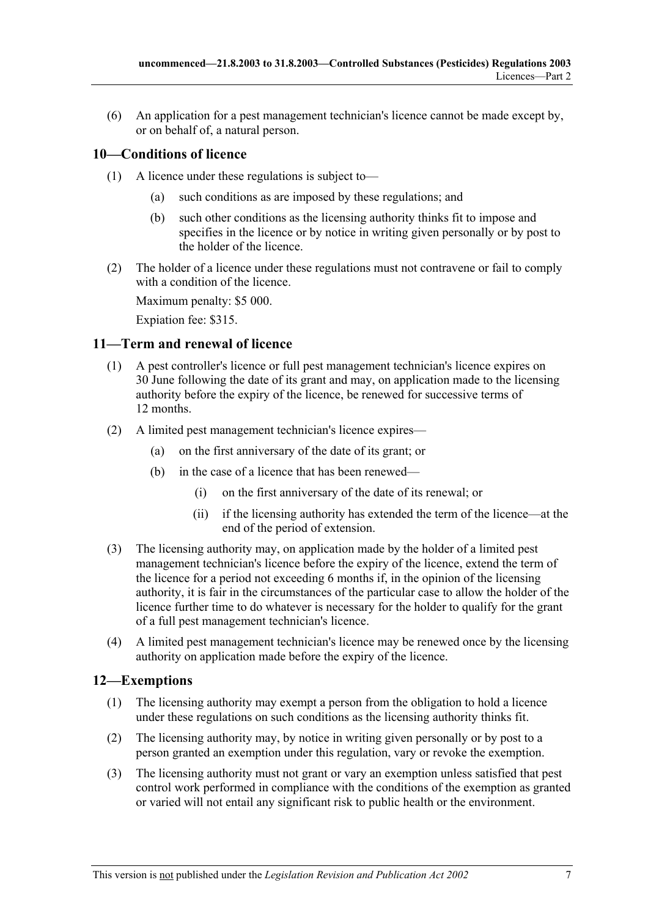(6) An application for a pest management technician's licence cannot be made except by, or on behalf of, a natural person.

## 10—Conditions of licence

(1) A licence under these regulations is subject to—

(a) such conditions as are imposed by these regulations; and

(b) such other conditions as the licensing authority thinks fit to impose and specifies in the licence or by notice in writing given personally or by post to the holder of the licence.

(2) The holder of a licence under these regulations must not contravene or fail to comply with a condition of the licence.

Maximum penalty: $5 000.

Expiation fee: $315.

## 11—Term and renewal of licence

(1) A pest controller's licence or full pest management technician's licence expires on 30 June following the date of its grant and may, on application made to the licensing authority before the expiry of the licence, be renewed for successive terms of 12 months.

(2) A limited pest management technician's licence expires—

(a) on the first anniversary of the date of its grant; or

(b) in the case of a licence that has been renewed—

(i) on the first anniversary of the date of its renewal; or

(ii) if the licensing authority has extended the term of the licence—at the end of the period of extension.

(3) The licensing authority may, on application made by the holder of a limited pest management technician's licence before the expiry of the licence, extend the term of the licence for a period not exceeding 6 months if, in the opinion of the licensing authority, it is fair in the circumstances of the particular case to allow the holder of the licence further time to do whatever is necessary for the holder to qualify for the grant of a full pest management technician's licence.

(4) A limited pest management technician's licence may be renewed once by the licensing authority on application made before the expiry of the licence.

## 12—Exemptions

(1) The licensing authority may exempt a person from the obligation to hold a licence under these regulations on such conditions as the licensing authority thinks fit.

(2) The licensing authority may, by notice in writing given personally or by post to a person granted an exemption under this regulation, vary or revoke the exemption.

(3) The licensing authority must not grant or vary an exemption unless satisfied that pest control work performed in compliance with the conditions of the exemption as granted or varied will not entail any significant risk to public health or the environment.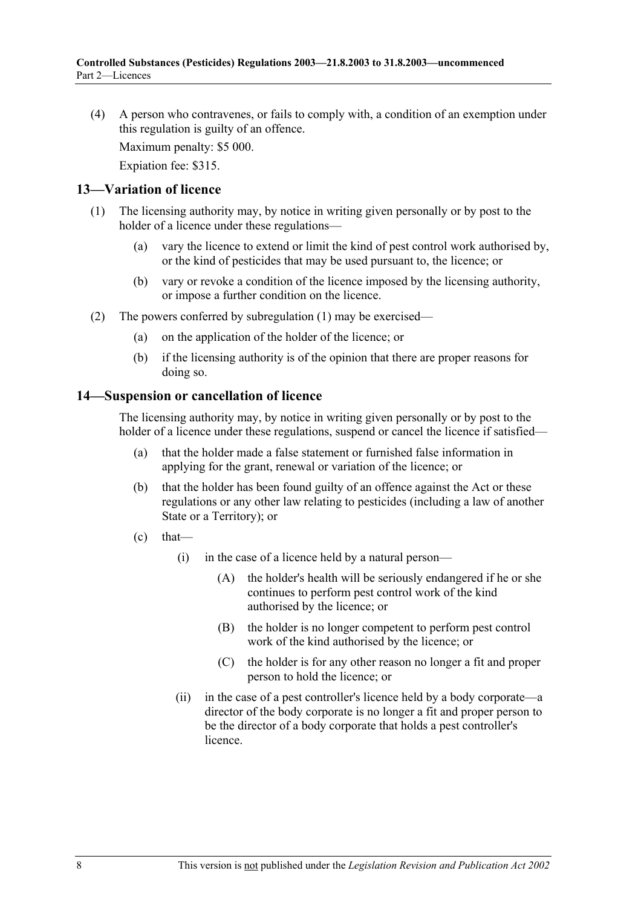(4) A person who contravenes, or fails to comply with, a condition of an exemption under this regulation is guilty of an offence.

Maximum penalty: $5 000.

Expiation fee: $315.

## 13—Variation of licence

(1) The licensing authority may, by notice in writing given personally or by post to the holder of a licence under these regulations—

(a) vary the licence to extend or limit the kind of pest control work authorised by, or the kind of pesticides that may be used pursuant to, the licence; or

(b) vary or revoke a condition of the licence imposed by the licensing authority, or impose a further condition on the licence.

(2) The powers conferred by subregulation (1) may be exercised—

(a) on the application of the holder of the licence; or

(b) if the licensing authority is of the opinion that there are proper reasons for doing so.

## 14—Suspension or cancellation of licence

The licensing authority may, by notice in writing given personally or by post to the holder of a licence under these regulations, suspend or cancel the licence if satisfied—

(a) that the holder made a false statement or furnished false information in applying for the grant, renewal or variation of the licence; or

(b) that the holder has been found guilty of an offence against the Act or these regulations or any other law relating to pesticides (including a law of another State or a Territory); or

(c) that—

(i) in the case of a licence held by a natural person—

(A) the holder's health will be seriously endangered if he or she continues to perform pest control work of the kind authorised by the licence; or

(B) the holder is no longer competent to perform pest control work of the kind authorised by the licence; or

(C) the holder is for any other reason no longer a fit and proper person to hold the licence; or

(ii) in the case of a pest controller's licence held by a body corporate—a director of the body corporate is no longer a fit and proper person to be the director of a body corporate that holds a pest controller's licence.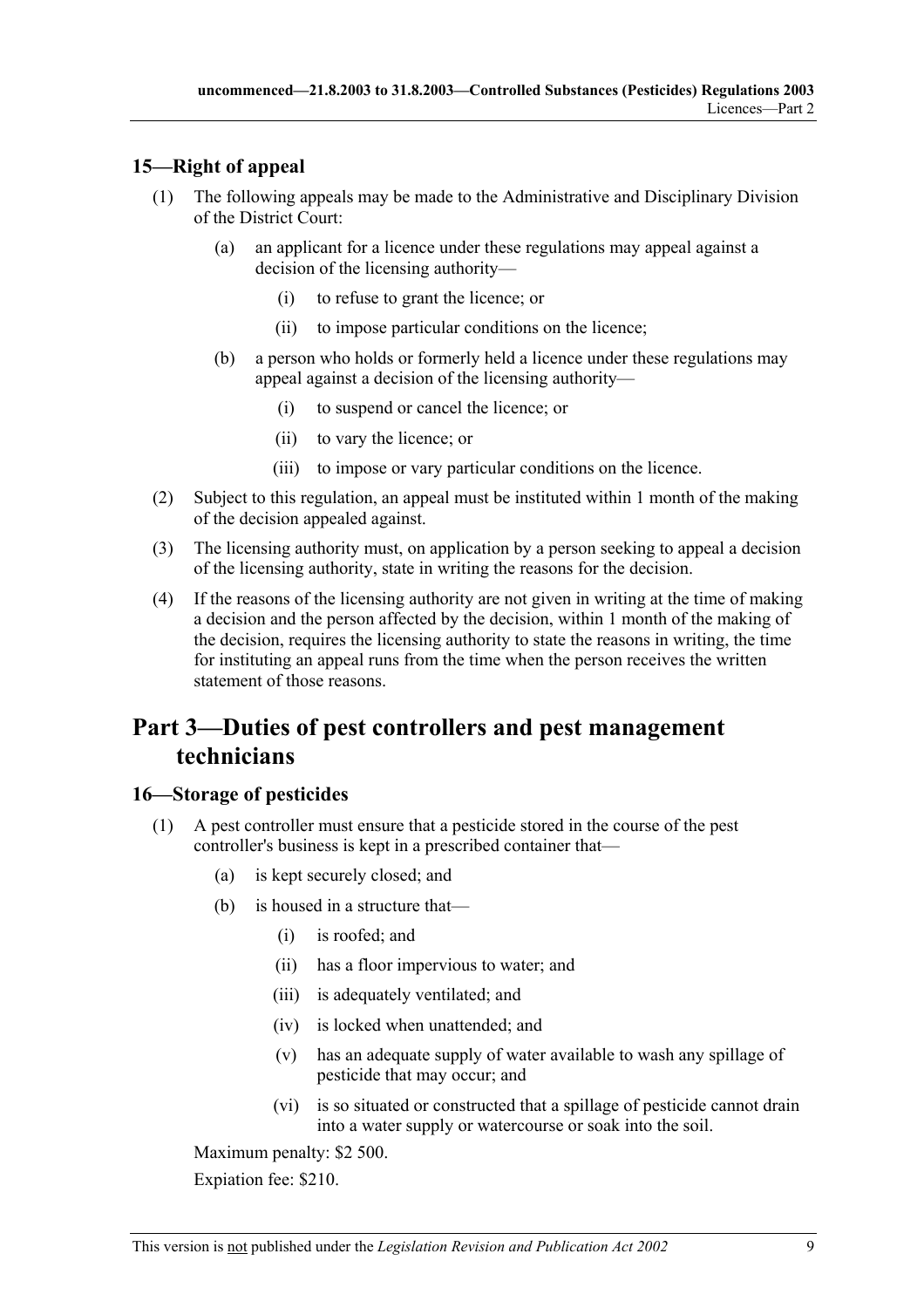## 15—Right of appeal

(1) The following appeals may be made to the Administrative and Disciplinary Division of the District Court:

(a) an applicant for a licence under these regulations may appeal against a decision of the licensing authority—

(i) to refuse to grant the licence; or

(ii) to impose particular conditions on the licence;

(b) a person who holds or formerly held a licence under these regulations may appeal against a decision of the licensing authority—

(i) to suspend or cancel the licence; or

(ii) to vary the licence; or

(iii) to impose or vary particular conditions on the licence.

(2) Subject to this regulation, an appeal must be instituted within 1 month of the making of the decision appealed against.

(3) The licensing authority must, on application by a person seeking to appeal a decision of the licensing authority, state in writing the reasons for the decision.

(4) If the reasons of the licensing authority are not given in writing at the time of making a decision and the person affected by the decision, within 1 month of the making of the decision, requires the licensing authority to state the reasons in writing, the time for instituting an appeal runs from the time when the person receives the written statement of those reasons.

# Part 3—Duties of pest controllers and pest management technicians

## 16—Storage of pesticides

(1) A pest controller must ensure that a pesticide stored in the course of the pest controller's business is kept in a prescribed container that—

(a) is kept securely closed; and

(b) is housed in a structure that—

(i) is roofed; and

(ii) has a floor impervious to water; and

(iii) is adequately ventilated; and

(iv) is locked when unattended; and

(v) has an adequate supply of water available to wash any spillage of pesticide that may occur; and

(vi) is so situated or constructed that a spillage of pesticide cannot drain into a water supply or watercourse or soak into the soil.

Maximum penalty: $2 500.

Expiation fee: $210.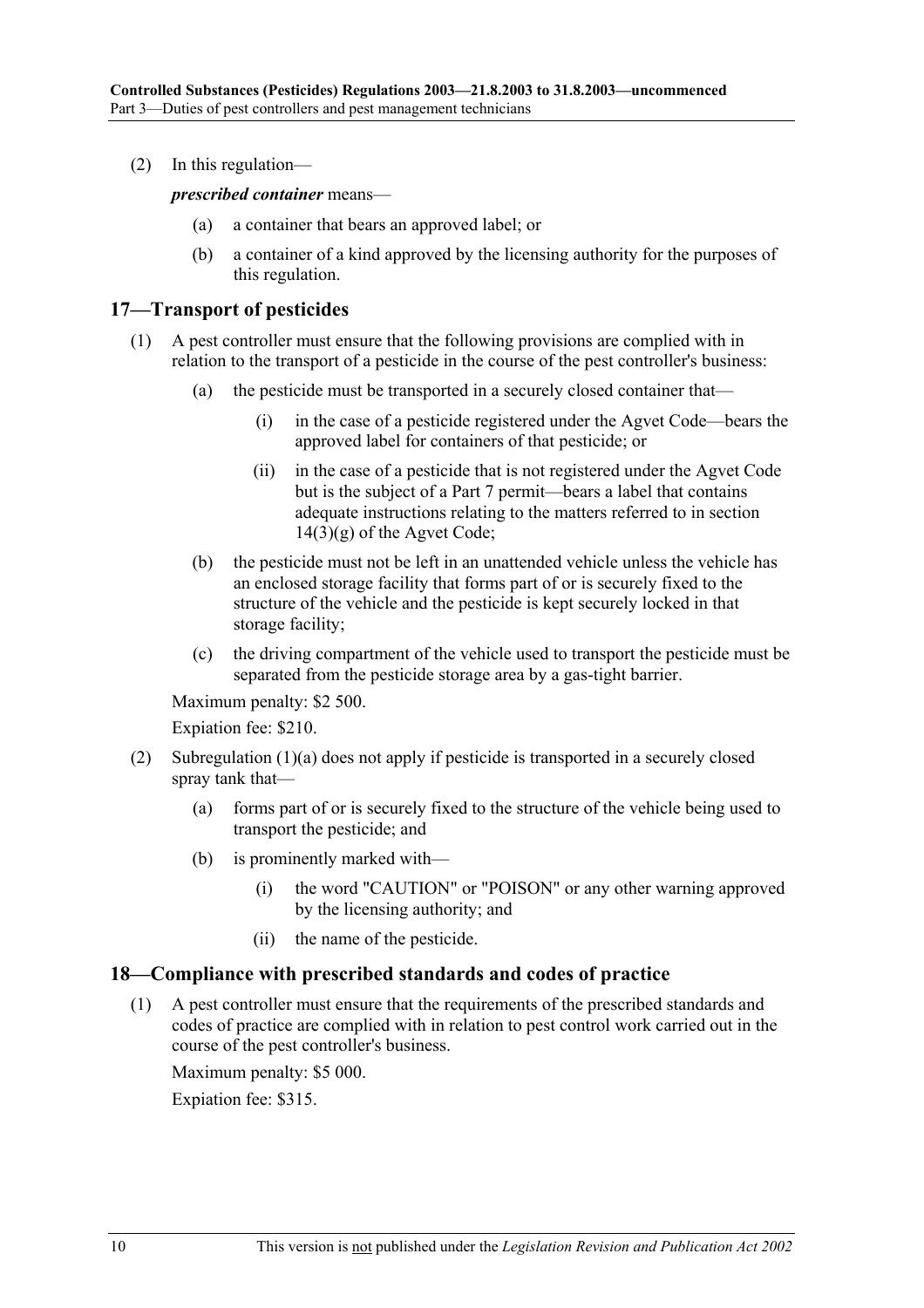(2) In this regulation—

***prescribed container*** means—

(a) a container that bears an approved label; or

(b) a container of a kind approved by the licensing authority for the purposes of this regulation.

## 17—Transport of pesticides

(1) A pest controller must ensure that the following provisions are complied with in relation to the transport of a pesticide in the course of the pest controller's business:

(a) the pesticide must be transported in a securely closed container that—

(i) in the case of a pesticide registered under the Agvet Code—bears the approved label for containers of that pesticide; or

(ii) in the case of a pesticide that is not registered under the Agvet Code but is the subject of a Part 7 permit—bears a label that contains adequate instructions relating to the matters referred to in section 14(3)(g) of the Agvet Code;

(b) the pesticide must not be left in an unattended vehicle unless the vehicle has an enclosed storage facility that forms part of or is securely fixed to the structure of the vehicle and the pesticide is kept securely locked in that storage facility;

(c) the driving compartment of the vehicle used to transport the pesticide must be separated from the pesticide storage area by a gas-tight barrier.

Maximum penalty: $2 500.

Expiation fee: $210.

(2) Subregulation (1)(a) does not apply if pesticide is transported in a securely closed spray tank that—

(a) forms part of or is securely fixed to the structure of the vehicle being used to transport the pesticide; and

(b) is prominently marked with—

(i) the word "CAUTION" or "POISON" or any other warning approved by the licensing authority; and

(ii) the name of the pesticide.

## 18—Compliance with prescribed standards and codes of practice

(1) A pest controller must ensure that the requirements of the prescribed standards and codes of practice are complied with in relation to pest control work carried out in the course of the pest controller's business.

Maximum penalty: $5 000.

Expiation fee: $315.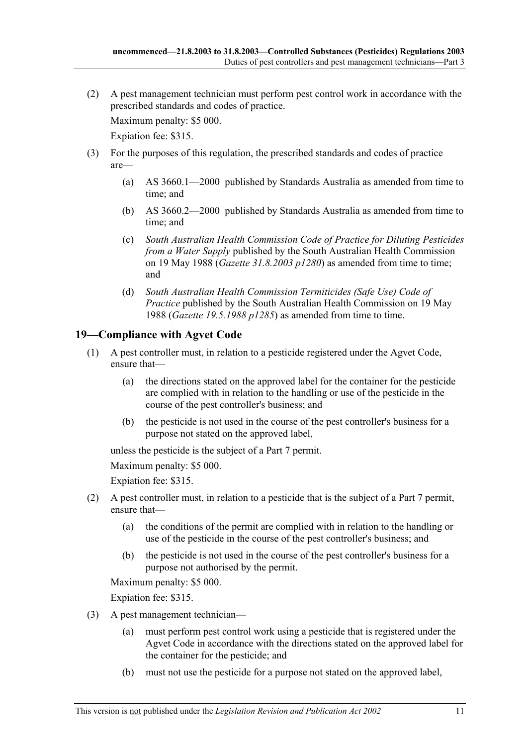(2) A pest management technician must perform pest control work in accordance with the prescribed standards and codes of practice.

Maximum penalty: $5 000.

Expiation fee: $315.

(3) For the purposes of this regulation, the prescribed standards and codes of practice are—

(a) AS 3660.1—2000 published by Standards Australia as amended from time to time; and

(b) AS 3660.2—2000 published by Standards Australia as amended from time to time; and

(c) *South Australian Health Commission Code of Practice for Diluting Pesticides from a Water Supply* published by the South Australian Health Commission on 19 May 1988 (*Gazette 31.8.2003 p1280*) as amended from time to time; and

(d) *South Australian Health Commission Termiticides (Safe Use) Code of Practice* published by the South Australian Health Commission on 19 May 1988 (*Gazette 19.5.1988 p1285*) as amended from time to time.

## 19—Compliance with Agvet Code

(1) A pest controller must, in relation to a pesticide registered under the Agvet Code, ensure that—

(a) the directions stated on the approved label for the container for the pesticide are complied with in relation to the handling or use of the pesticide in the course of the pest controller's business; and

(b) the pesticide is not used in the course of the pest controller's business for a purpose not stated on the approved label,

unless the pesticide is the subject of a Part 7 permit.

Maximum penalty: $5 000.

Expiation fee: $315.

(2) A pest controller must, in relation to a pesticide that is the subject of a Part 7 permit, ensure that—

(a) the conditions of the permit are complied with in relation to the handling or use of the pesticide in the course of the pest controller's business; and

(b) the pesticide is not used in the course of the pest controller's business for a purpose not authorised by the permit.

Maximum penalty: $5 000.

Expiation fee: $315.

(3) A pest management technician—

(a) must perform pest control work using a pesticide that is registered under the Agvet Code in accordance with the directions stated on the approved label for the container for the pesticide; and

(b) must not use the pesticide for a purpose not stated on the approved label,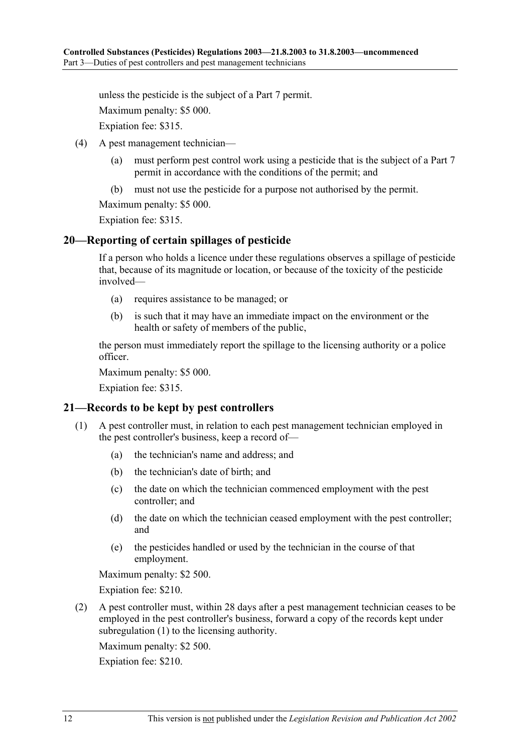unless the pesticide is the subject of a Part 7 permit.

Maximum penalty: $5 000.

Expiation fee: $315.

(4) A pest management technician—

(a) must perform pest control work using a pesticide that is the subject of a Part 7 permit in accordance with the conditions of the permit; and

(b) must not use the pesticide for a purpose not authorised by the permit.

Maximum penalty: $5 000.

Expiation fee: $315.

## 20—Reporting of certain spillages of pesticide

If a person who holds a licence under these regulations observes a spillage of pesticide that, because of its magnitude or location, or because of the toxicity of the pesticide involved—

(a) requires assistance to be managed; or

(b) is such that it may have an immediate impact on the environment or the health or safety of members of the public,

the person must immediately report the spillage to the licensing authority or a police officer.

Maximum penalty: $5 000.

Expiation fee: $315.

## 21—Records to be kept by pest controllers

(1) A pest controller must, in relation to each pest management technician employed in the pest controller's business, keep a record of—

(a) the technician's name and address; and

(b) the technician's date of birth; and

(c) the date on which the technician commenced employment with the pest controller; and

(d) the date on which the technician ceased employment with the pest controller; and

(e) the pesticides handled or used by the technician in the course of that employment.

Maximum penalty: $2 500.

Expiation fee: $210.

(2) A pest controller must, within 28 days after a pest management technician ceases to be employed in the pest controller's business, forward a copy of the records kept under subregulation (1) to the licensing authority.

Maximum penalty: $2 500.

Expiation fee: $210.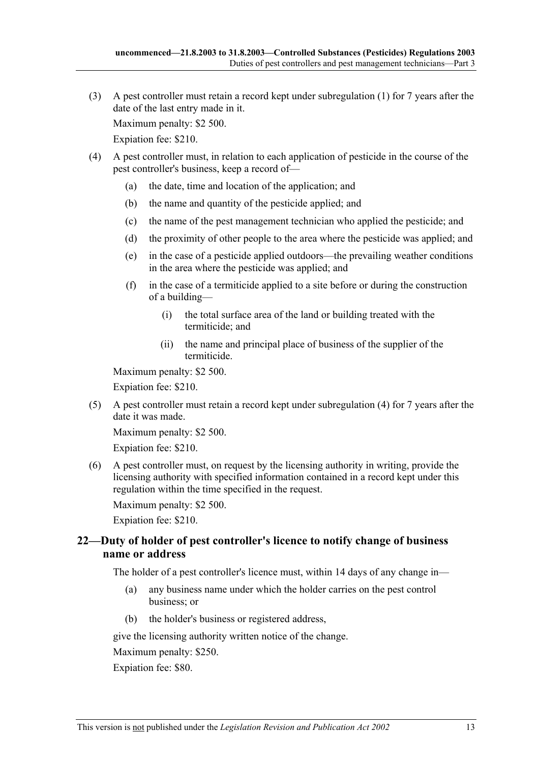(3) A pest controller must retain a record kept under subregulation (1) for 7 years after the date of the last entry made in it.

Maximum penalty: $2 500.

Expiation fee: $210.

(4) A pest controller must, in relation to each application of pesticide in the course of the pest controller's business, keep a record of—

(a) the date, time and location of the application; and

(b) the name and quantity of the pesticide applied; and

(c) the name of the pest management technician who applied the pesticide; and

(d) the proximity of other people to the area where the pesticide was applied; and

(e) in the case of a pesticide applied outdoors—the prevailing weather conditions in the area where the pesticide was applied; and

(f) in the case of a termiticide applied to a site before or during the construction of a building—

(i) the total surface area of the land or building treated with the termiticide; and

(ii) the name and principal place of business of the supplier of the termiticide.

Maximum penalty: $2 500.

Expiation fee: $210.

(5) A pest controller must retain a record kept under subregulation (4) for 7 years after the date it was made.

Maximum penalty: $2 500.

Expiation fee: $210.

(6) A pest controller must, on request by the licensing authority in writing, provide the licensing authority with specified information contained in a record kept under this regulation within the time specified in the request.

Maximum penalty: $2 500.

Expiation fee: $210.

## 22—Duty of holder of pest controller's licence to notify change of business name or address

The holder of a pest controller's licence must, within 14 days of any change in—

(a) any business name under which the holder carries on the pest control business; or

(b) the holder's business or registered address,

give the licensing authority written notice of the change.

Maximum penalty: $250.

Expiation fee: $80.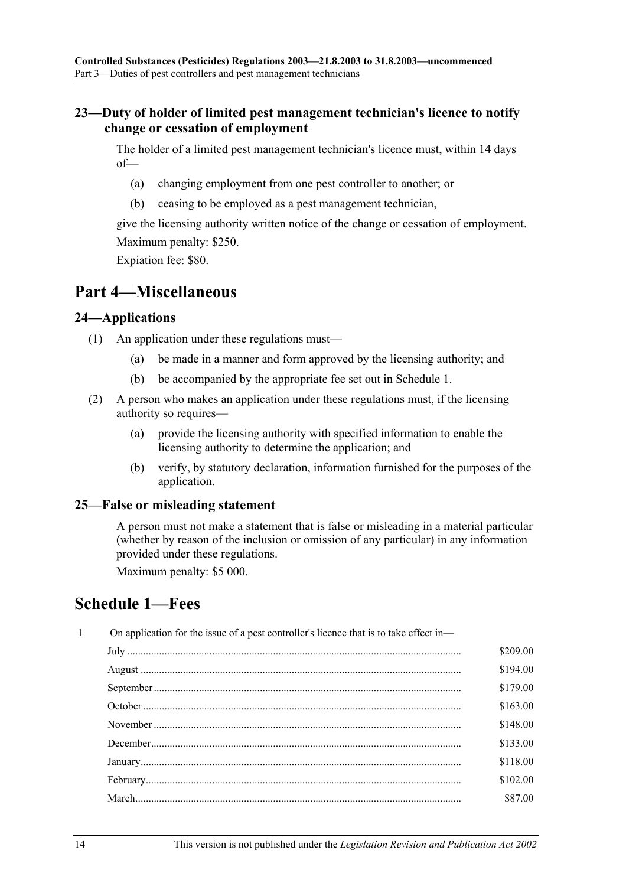### 23—Duty of holder of limited pest management technician's licence to notify change or cessation of employment

The holder of a limited pest management technician's licence must, within 14 days of—

(a) changing employment from one pest controller to another; or

(b) ceasing to be employed as a pest management technician,

give the licensing authority written notice of the change or cessation of employment.

Maximum penalty: $250.

Expiation fee: $80.

# Part 4—Miscellaneous

### 24—Applications

(1) An application under these regulations must—

(a) be made in a manner and form approved by the licensing authority; and

(b) be accompanied by the appropriate fee set out in Schedule 1.

(2) A person who makes an application under these regulations must, if the licensing authority so requires—

(a) provide the licensing authority with specified information to enable the licensing authority to determine the application; and

(b) verify, by statutory declaration, information furnished for the purposes of the application.

### 25—False or misleading statement

A person must not make a statement that is false or misleading in a material particular (whether by reason of the inclusion or omission of any particular) in any information provided under these regulations.

Maximum penalty: $5 000.

# Schedule 1—Fees

1 On application for the issue of a pest controller's licence that is to take effect in—

| | |
|---|---|
| July | $209.00 |
| August | $194.00 |
| September | $179.00 |
| October | $163.00 |
| November | $148.00 |
| December | $133.00 |
| January | $118.00 |
| February | $102.00 |
| March | $87.00 |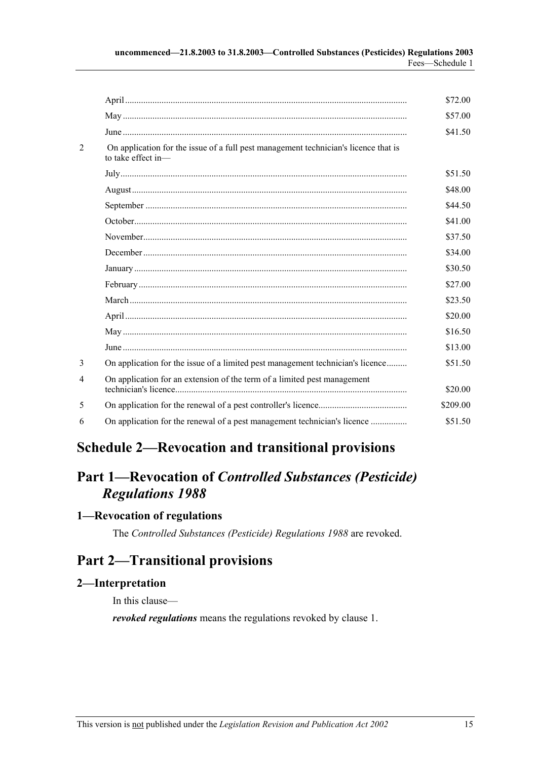| | | |
|---|---|---|
| | April | $72.00 |
| | May | $57.00 |
| | June | $41.50 |
| 2 | On application for the issue of a full pest management technician's licence that is to take effect in— | |
| | July | $51.50 |
| | August | $48.00 |
| | September | $44.50 |
| | October | $41.00 |
| | November | $37.50 |
| | December | $34.00 |
| | January | $30.50 |
| | February | $27.00 |
| | March | $23.50 |
| | April | $20.00 |
| | May | $16.50 |
| | June | $13.00 |
| 3 | On application for the issue of a limited pest management technician's licence | $51.50 |
| 4 | On application for an extension of the term of a limited pest management technician's licence | $20.00 |
| 5 | On application for the renewal of a pest controller's licence | $209.00 |
| 6 | On application for the renewal of a pest management technician's licence | $51.50 |

# Schedule 2—Revocation and transitional provisions

## Part 1—Revocation of *Controlled Substances (Pesticide) Regulations 1988*

### 1—Revocation of regulations

The *Controlled Substances (Pesticide) Regulations 1988* are revoked.

## Part 2—Transitional provisions

### 2—Interpretation

In this clause—

***revoked regulations*** means the regulations revoked by clause 1.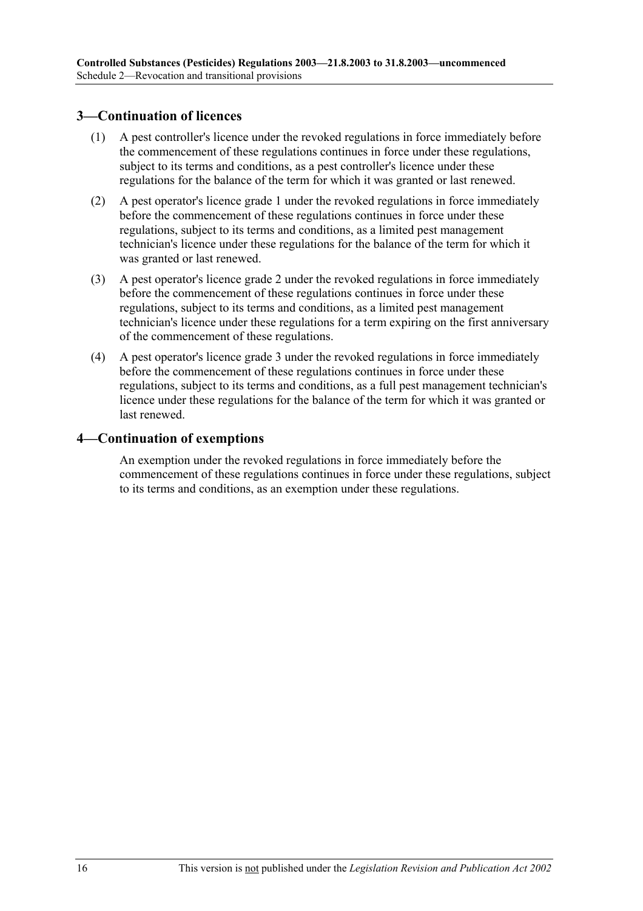## 3—Continuation of licences

(1) A pest controller's licence under the revoked regulations in force immediately before the commencement of these regulations continues in force under these regulations, subject to its terms and conditions, as a pest controller's licence under these regulations for the balance of the term for which it was granted or last renewed.

(2) A pest operator's licence grade 1 under the revoked regulations in force immediately before the commencement of these regulations continues in force under these regulations, subject to its terms and conditions, as a limited pest management technician's licence under these regulations for the balance of the term for which it was granted or last renewed.

(3) A pest operator's licence grade 2 under the revoked regulations in force immediately before the commencement of these regulations continues in force under these regulations, subject to its terms and conditions, as a limited pest management technician's licence under these regulations for a term expiring on the first anniversary of the commencement of these regulations.

(4) A pest operator's licence grade 3 under the revoked regulations in force immediately before the commencement of these regulations continues in force under these regulations, subject to its terms and conditions, as a full pest management technician's licence under these regulations for the balance of the term for which it was granted or last renewed.

## 4—Continuation of exemptions

An exemption under the revoked regulations in force immediately before the commencement of these regulations continues in force under these regulations, subject to its terms and conditions, as an exemption under these regulations.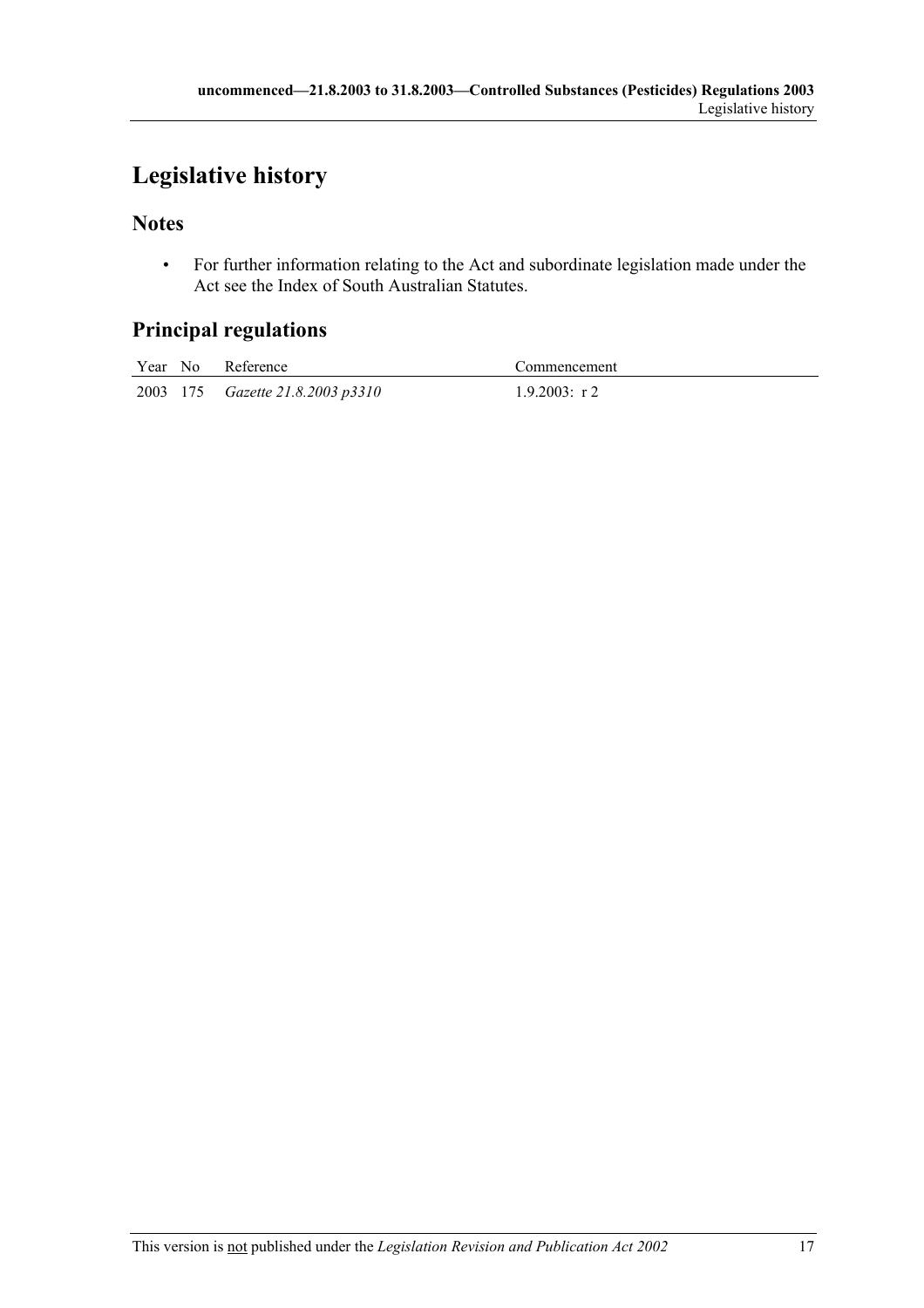# Legislative history

## Notes

- For further information relating to the Act and subordinate legislation made under the Act see the Index of South Australian Statutes.

## Principal regulations

| Year | No | Reference | Commencement |
|---|---|---|---|
| 2003 | 175 | *Gazette 21.8.2003 p3310* | 1.9.2003: r 2 |

This version is not published under the *Legislation Revision and Publication Act 2002*